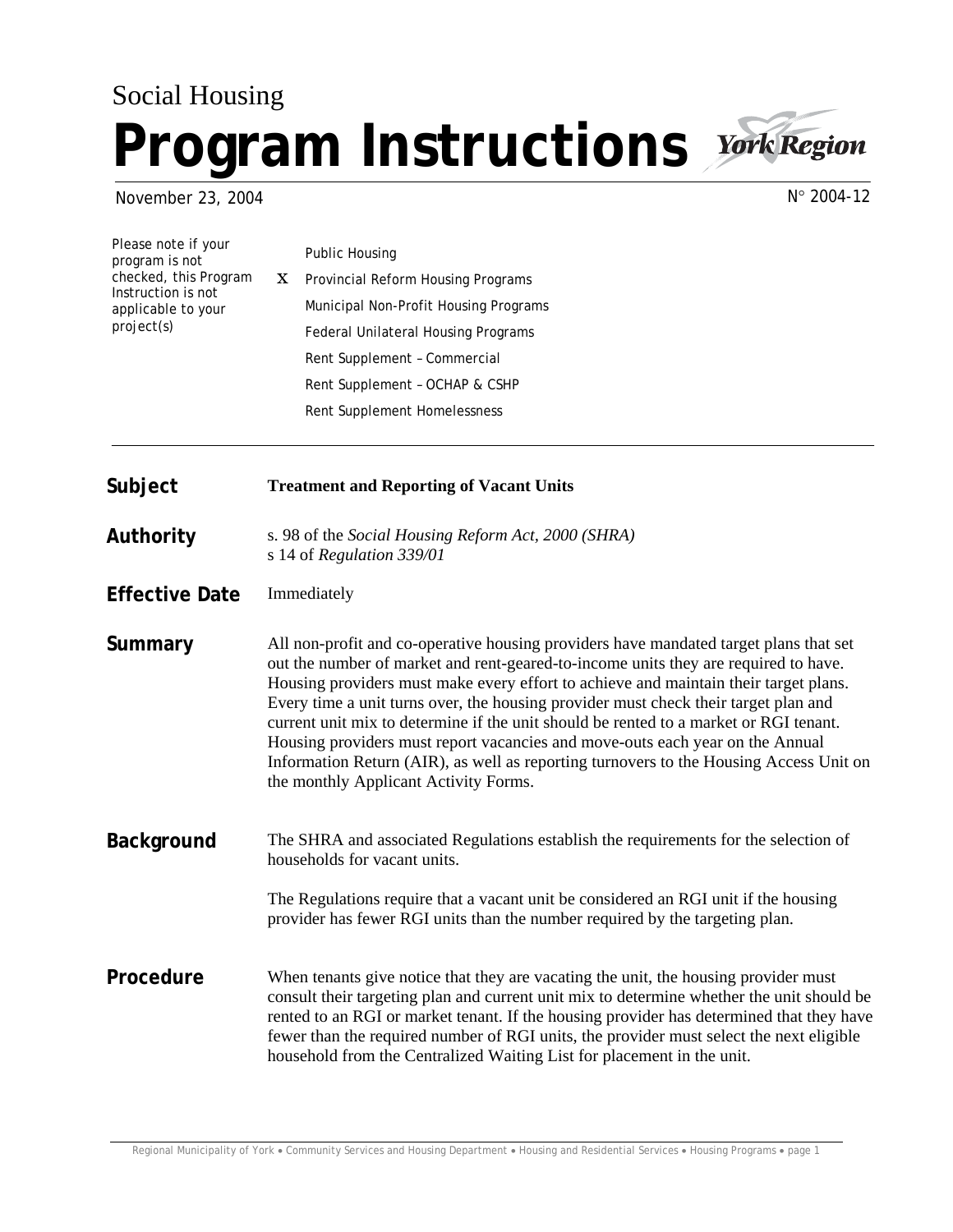Social Housing

# Program Instructions

November 23, 2004

N° 2004-12

Please note if your program is not checked, this Program Instruction is not applicable to your project(s)

- Public Housing
- X Provincial Reform Housing Programs
- Municipal Non-Profit Housing Programs
- Federal Unilateral Housing Programs
- Rent Supplement – Commercial
- Rent Supplement – OCHAP & CSHP
- Rent Supplement Homelessness

---

**Subject** **Treatment and Reporting of Vacant Units**

**Authority** s. 98 of the *Social Housing Reform Act, 2000 (SHRA)*
s 14 of *Regulation 339/01*

**Effective Date** Immediately

**Summary**

All non-profit and co-operative housing providers have mandated target plans that set out the number of market and rent-geared-to-income units they are required to have. Housing providers must make every effort to achieve and maintain their target plans. Every time a unit turns over, the housing provider must check their target plan and current unit mix to determine if the unit should be rented to a market or RGI tenant. Housing providers must report vacancies and move-outs each year on the Annual Information Return (AIR), as well as reporting turnovers to the Housing Access Unit on the monthly Applicant Activity Forms.

**Background**

The SHRA and associated Regulations establish the requirements for the selection of households for vacant units.

The Regulations require that a vacant unit be considered an RGI unit if the housing provider has fewer RGI units than the number required by the targeting plan.

**Procedure**

When tenants give notice that they are vacating the unit, the housing provider must consult their targeting plan and current unit mix to determine whether the unit should be rented to an RGI or market tenant. If the housing provider has determined that they have fewer than the required number of RGI units, the provider must select the next eligible household from the Centralized Waiting List for placement in the unit.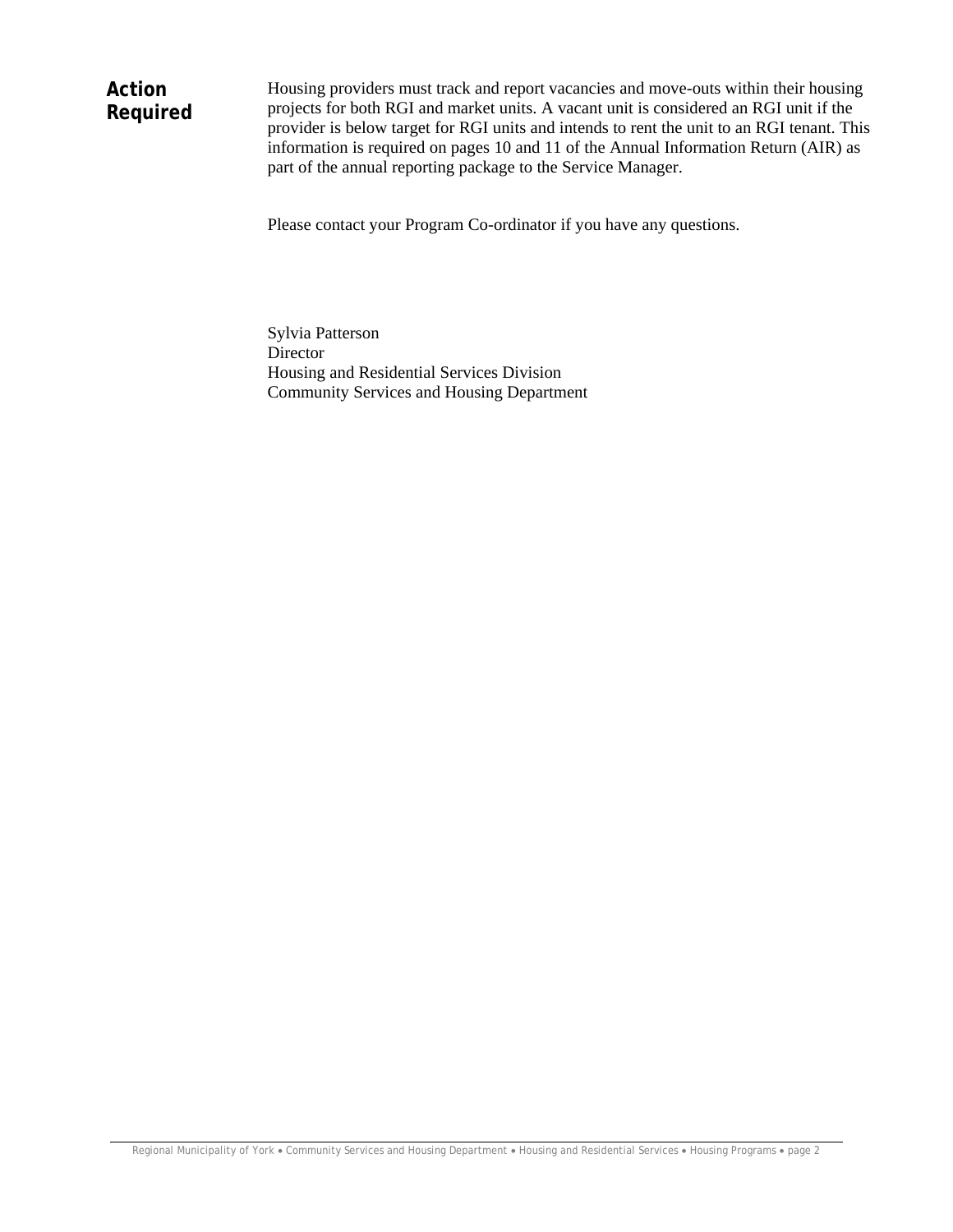**Action Required**

Housing providers must track and report vacancies and move-outs within their housing projects for both RGI and market units. A vacant unit is considered an RGI unit if the provider is below target for RGI units and intends to rent the unit to an RGI tenant. This information is required on pages 10 and 11 of the Annual Information Return (AIR) as part of the annual reporting package to the Service Manager.

Please contact your Program Co-ordinator if you have any questions.

Sylvia Patterson
Director
Housing and Residential Services Division
Community Services and Housing Department